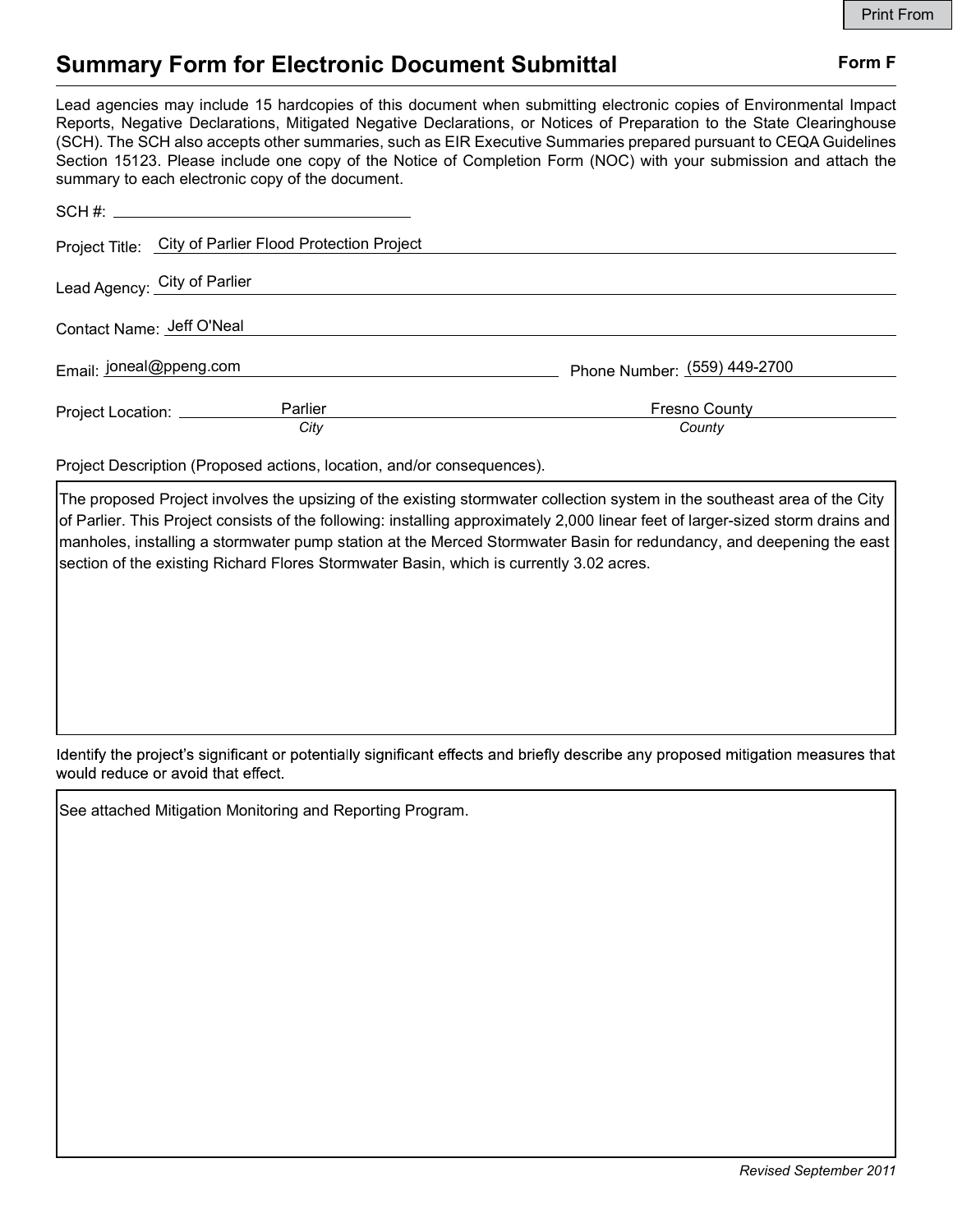# Summary Form for Electronic Document Submittal

**Form F**

Lead agencies may include 15 hardcopies of this document when submitting electronic copies of Environmental Impact Reports, Negative Declarations, Mitigated Negative Declarations, or Notices of Preparation to the State Clearinghouse (SCH). The SCH also accepts other summaries, such as EIR Executive Summaries prepared pursuant to CEQA Guidelines Section 15123. Please include one copy of the Notice of Completion Form (NOC) with your submission and attach the summary to each electronic copy of the document.

SCH #: ______________________

Project Title: City of Parlier Flood Protection Project

Lead Agency: City of Parlier

Contact Name: Jeff O'Neal

Email: joneal@ppeng.com

Phone Number: (559) 449-2700

Project Location: Parlier (*City*), Fresno County (*County*)

Project Description (Proposed actions, location, and/or consequences).

The proposed Project involves the upsizing of the existing stormwater collection system in the southeast area of the City of Parlier. This Project consists of the following: installing approximately 2,000 linear feet of larger-sized storm drains and manholes, installing a stormwater pump station at the Merced Stormwater Basin for redundancy, and deepening the east section of the existing Richard Flores Stormwater Basin, which is currently 3.02 acres.

Identify the project's significant or potentially significant effects and briefly describe any proposed mitigation measures that would reduce or avoid that effect.

See attached Mitigation Monitoring and Reporting Program.

*Revised September 2011*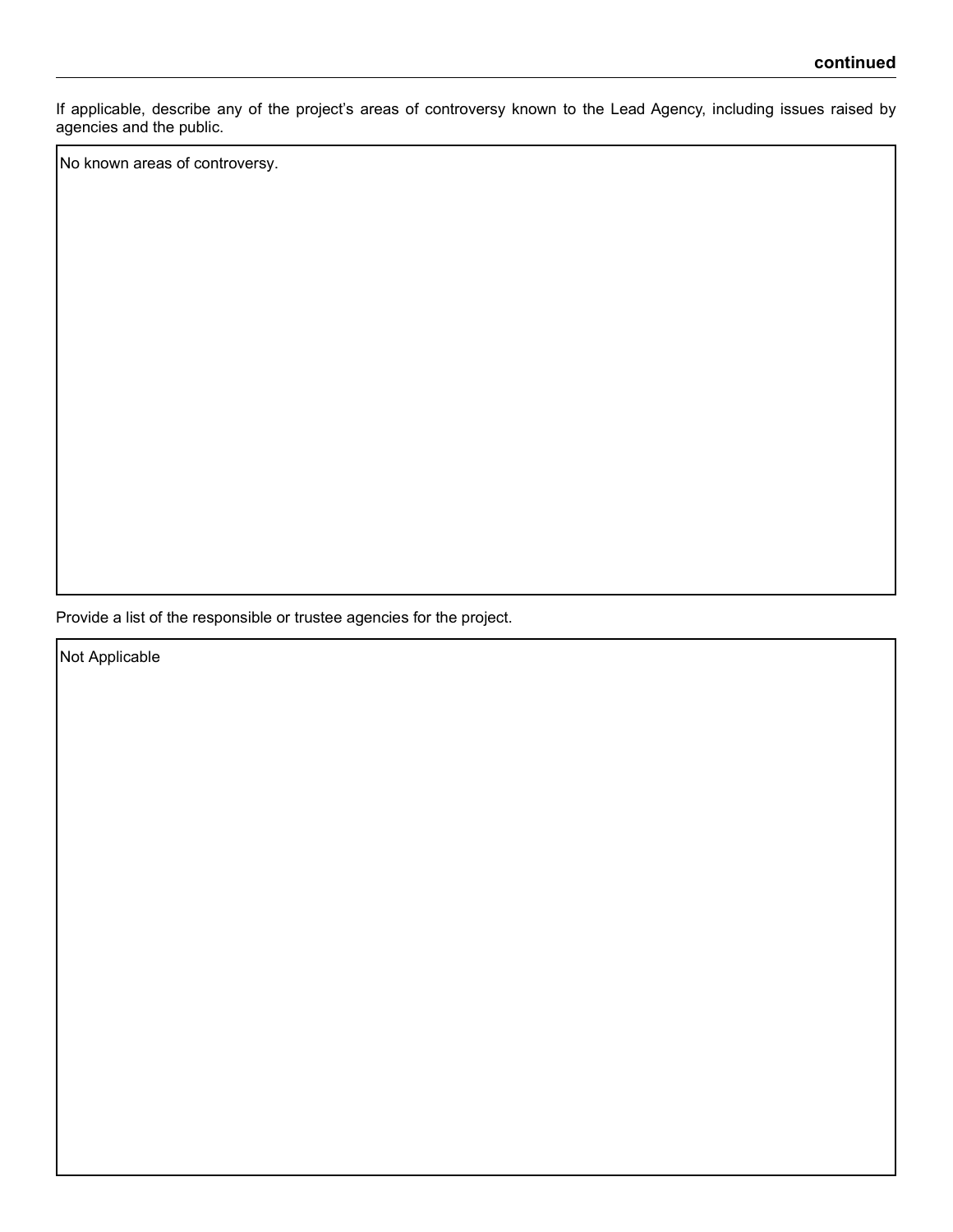**continued**

If applicable, describe any of the project's areas of controversy known to the Lead Agency, including issues raised by agencies and the public.

No known areas of controversy.

Provide a list of the responsible or trustee agencies for the project.

Not Applicable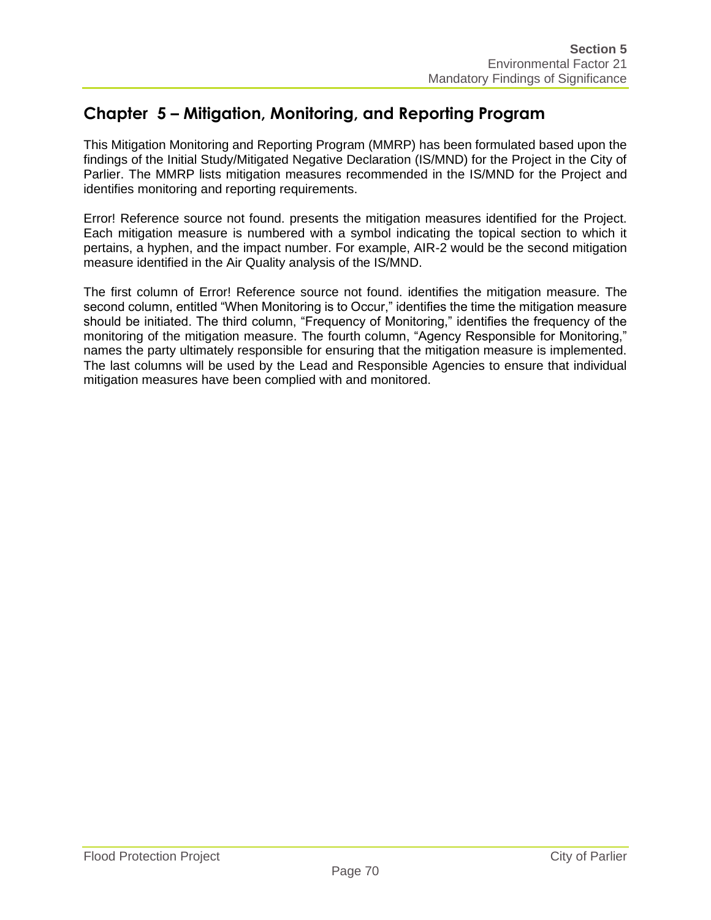# Chapter 5 – Mitigation, Monitoring, and Reporting Program

This Mitigation Monitoring and Reporting Program (MMRP) has been formulated based upon the findings of the Initial Study/Mitigated Negative Declaration (IS/MND) for the Project in the City of Parlier. The MMRP lists mitigation measures recommended in the IS/MND for the Project and identifies monitoring and reporting requirements.

Error! Reference source not found. presents the mitigation measures identified for the Project. Each mitigation measure is numbered with a symbol indicating the topical section to which it pertains, a hyphen, and the impact number. For example, AIR-2 would be the second mitigation measure identified in the Air Quality analysis of the IS/MND.

The first column of Error! Reference source not found. identifies the mitigation measure. The second column, entitled "When Monitoring is to Occur," identifies the time the mitigation measure should be initiated. The third column, "Frequency of Monitoring," identifies the frequency of the monitoring of the mitigation measure. The fourth column, "Agency Responsible for Monitoring," names the party ultimately responsible for ensuring that the mitigation measure is implemented. The last columns will be used by the Lead and Responsible Agencies to ensure that individual mitigation measures have been complied with and monitored.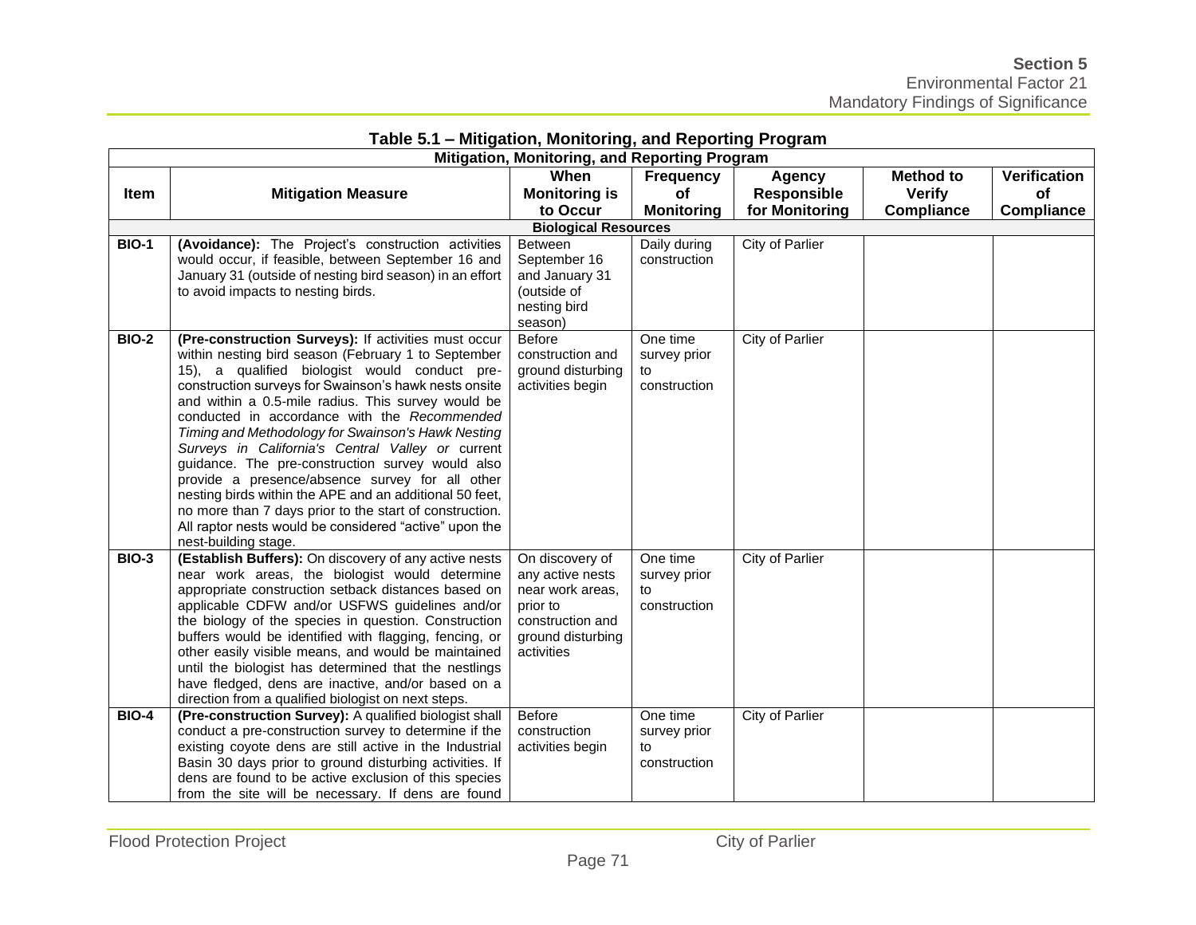**Table 5.1 – Mitigation, Monitoring, and Reporting Program**

| Mitigation, Monitoring, and Reporting Program | | | | | | |
|---|---|---|---|---|---|---|
| **Item** | **Mitigation Measure** | **When Monitoring is to Occur** | **Frequency of Monitoring** | **Agency Responsible for Monitoring** | **Method to Verify Compliance** | **Verification of Compliance** |
| **Biological Resources** | | | | | | |
| **BIO-1** | **(Avoidance):** The Project's construction activities would occur, if feasible, between September 16 and January 31 (outside of nesting bird season) in an effort to avoid impacts to nesting birds. | Between September 16 and January 31 (outside of nesting bird season) | Daily during construction | City of Parlier | | |
| **BIO-2** | **(Pre-construction Surveys):** If activities must occur within nesting bird season (February 1 to September 15), a qualified biologist would conduct pre-construction surveys for Swainson's hawk nests onsite and within a 0.5-mile radius. This survey would be conducted in accordance with the *Recommended Timing and Methodology for Swainson's Hawk Nesting Surveys in California's Central Valley or* current guidance. The pre-construction survey would also provide a presence/absence survey for all other nesting birds within the APE and an additional 50 feet, no more than 7 days prior to the start of construction. All raptor nests would be considered "active" upon the nest-building stage. | Before construction and ground disturbing activities begin | One time survey prior to construction | City of Parlier | | |
| **BIO-3** | **(Establish Buffers):** On discovery of any active nests near work areas, the biologist would determine appropriate construction setback distances based on applicable CDFW and/or USFWS guidelines and/or the biology of the species in question. Construction buffers would be identified with flagging, fencing, or other easily visible means, and would be maintained until the biologist has determined that the nestlings have fledged, dens are inactive, and/or based on a direction from a qualified biologist on next steps. | On discovery of any active nests near work areas, prior to construction and ground disturbing activities | One time survey prior to construction | City of Parlier | | |
| **BIO-4** | **(Pre-construction Survey):** A qualified biologist shall conduct a pre-construction survey to determine if the existing coyote dens are still active in the Industrial Basin 30 days prior to ground disturbing activities. If dens are found to be active exclusion of this species from the site will be necessary. If dens are found | Before construction activities begin | One time survey prior to construction | City of Parlier | | |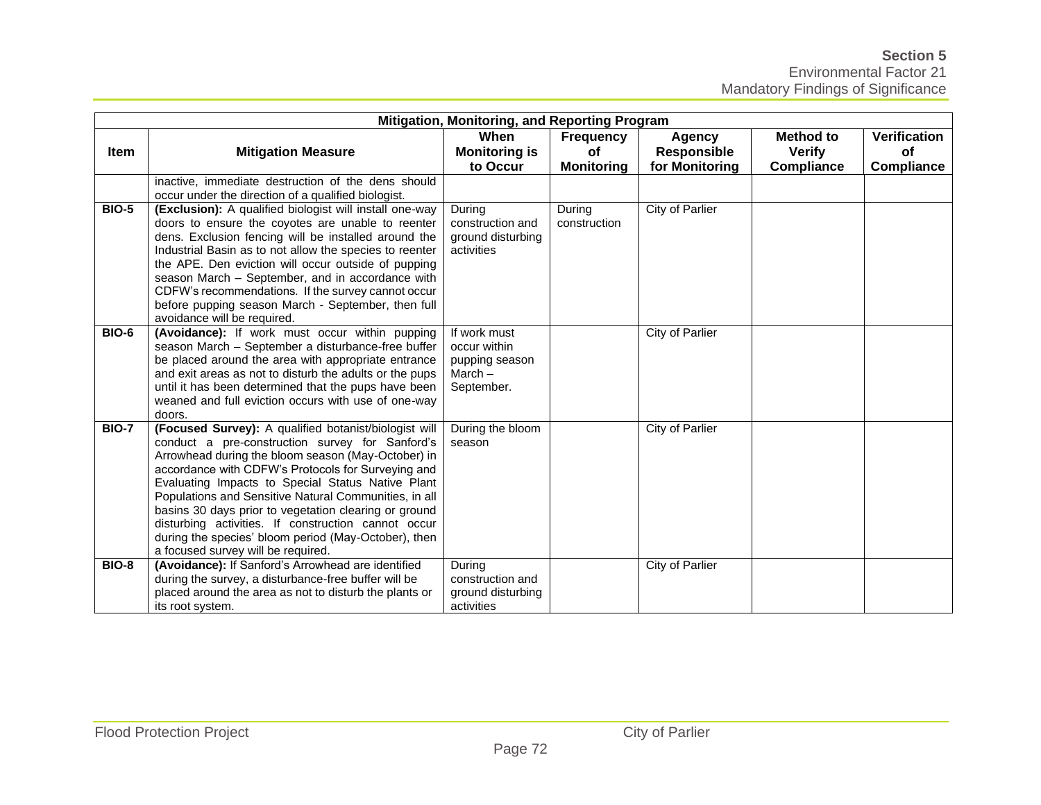| Mitigation, Monitoring, and Reporting Program | | | | | | |
|---|---|---|---|---|---|---|
| **Item** | **Mitigation Measure** | **When Monitoring is to Occur** | **Frequency of Monitoring** | **Agency Responsible for Monitoring** | **Method to Verify Compliance** | **Verification of Compliance** |
| | inactive, immediate destruction of the dens should occur under the direction of a qualified biologist. | | | | | |
| **BIO-5** | **(Exclusion):** A qualified biologist will install one-way doors to ensure the coyotes are unable to reenter dens. Exclusion fencing will be installed around the Industrial Basin as to not allow the species to reenter the APE. Den eviction will occur outside of pupping season March – September, and in accordance with CDFW's recommendations. If the survey cannot occur before pupping season March - September, then full avoidance will be required. | During construction and ground disturbing activities | During construction | City of Parlier | | |
| **BIO-6** | **(Avoidance):** If work must occur within pupping season March – September a disturbance-free buffer be placed around the area with appropriate entrance and exit areas as not to disturb the adults or the pups until it has been determined that the pups have been weaned and full eviction occurs with use of one-way doors. | If work must occur within pupping season March – September. | | City of Parlier | | |
| **BIO-7** | **(Focused Survey):** A qualified botanist/biologist will conduct a pre-construction survey for Sanford's Arrowhead during the bloom season (May-October) in accordance with CDFW's Protocols for Surveying and Evaluating Impacts to Special Status Native Plant Populations and Sensitive Natural Communities, in all basins 30 days prior to vegetation clearing or ground disturbing activities. If construction cannot occur during the species' bloom period (May-October), then a focused survey will be required. | During the bloom season | | City of Parlier | | |
| **BIO-8** | **(Avoidance):** If Sanford's Arrowhead are identified during the survey, a disturbance-free buffer will be placed around the area as not to disturb the plants or its root system. | During construction and ground disturbing activities | | City of Parlier | | |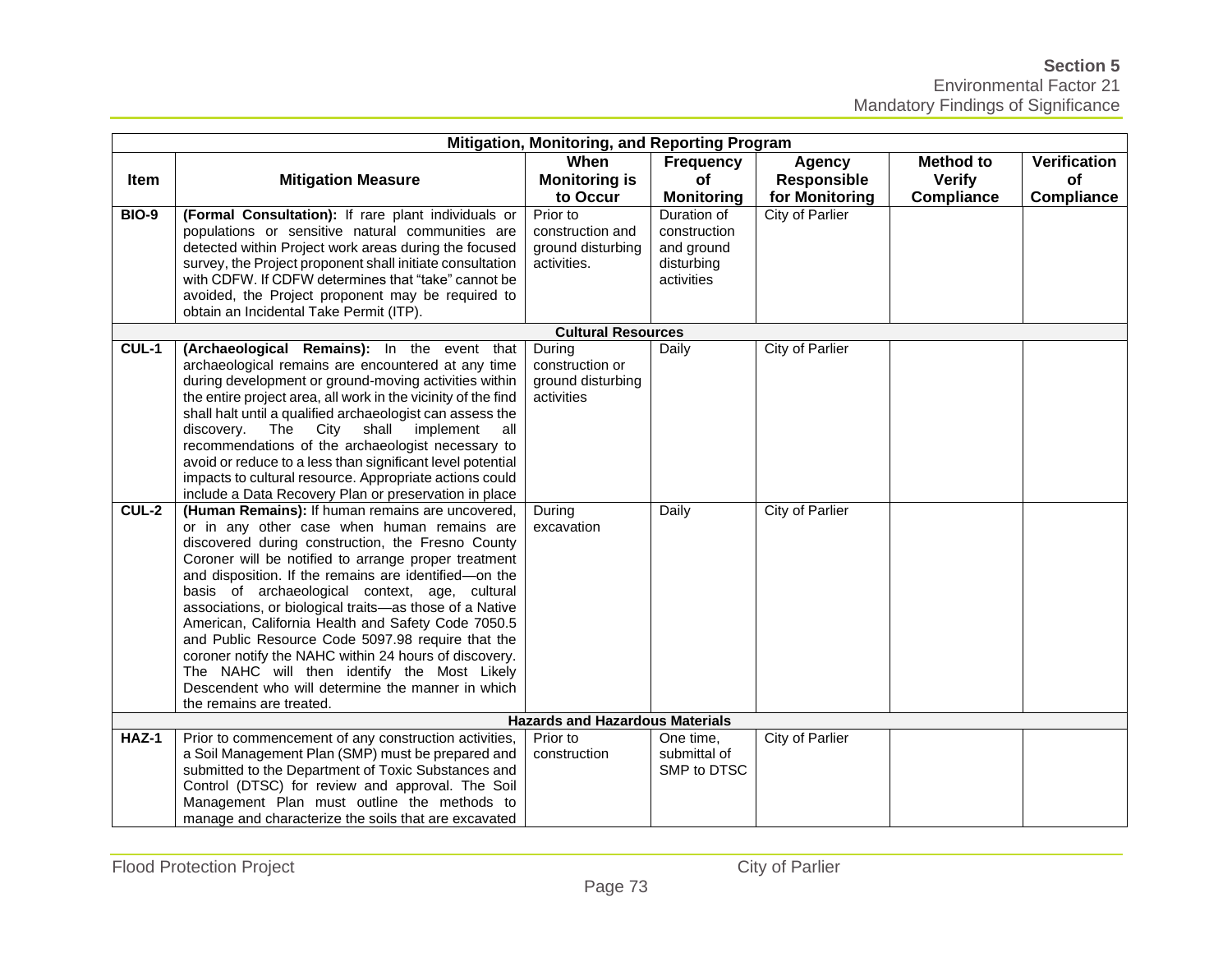| Mitigation, Monitoring, and Reporting Program | | | | | | |
|---|---|---|---|---|---|---|
| **Item** | **Mitigation Measure** | **When Monitoring is to Occur** | **Frequency of Monitoring** | **Agency Responsible for Monitoring** | **Method to Verify Compliance** | **Verification of Compliance** |
| **BIO-9** | **(Formal Consultation):** If rare plant individuals or populations or sensitive natural communities are detected within Project work areas during the focused survey, the Project proponent shall initiate consultation with CDFW. If CDFW determines that "take" cannot be avoided, the Project proponent may be required to obtain an Incidental Take Permit (ITP). | Prior to construction and ground disturbing activities. | Duration of construction and ground disturbing activities | City of Parlier | | |
| **Cultural Resources** | | | | | | |
| **CUL-1** | **(Archaeological Remains):** In the event that archaeological remains are encountered at any time during development or ground-moving activities within the entire project area, all work in the vicinity of the find shall halt until a qualified archaeologist can assess the discovery. The City shall implement all recommendations of the archaeologist necessary to avoid or reduce to a less than significant level potential impacts to cultural resource. Appropriate actions could include a Data Recovery Plan or preservation in place | During construction or ground disturbing activities | Daily | City of Parlier | | |
| **CUL-2** | **(Human Remains):** If human remains are uncovered, or in any other case when human remains are discovered during construction, the Fresno County Coroner will be notified to arrange proper treatment and disposition. If the remains are identified—on the basis of archaeological context, age, cultural associations, or biological traits—as those of a Native American, California Health and Safety Code 7050.5 and Public Resource Code 5097.98 require that the coroner notify the NAHC within 24 hours of discovery. The NAHC will then identify the Most Likely Descendent who will determine the manner in which the remains are treated. | During excavation | Daily | City of Parlier | | |
| **Hazards and Hazardous Materials** | | | | | | |
| **HAZ-1** | Prior to commencement of any construction activities, a Soil Management Plan (SMP) must be prepared and submitted to the Department of Toxic Substances and Control (DTSC) for review and approval. The Soil Management Plan must outline the methods to manage and characterize the soils that are excavated | Prior to construction | One time, submittal of SMP to DTSC | City of Parlier | | |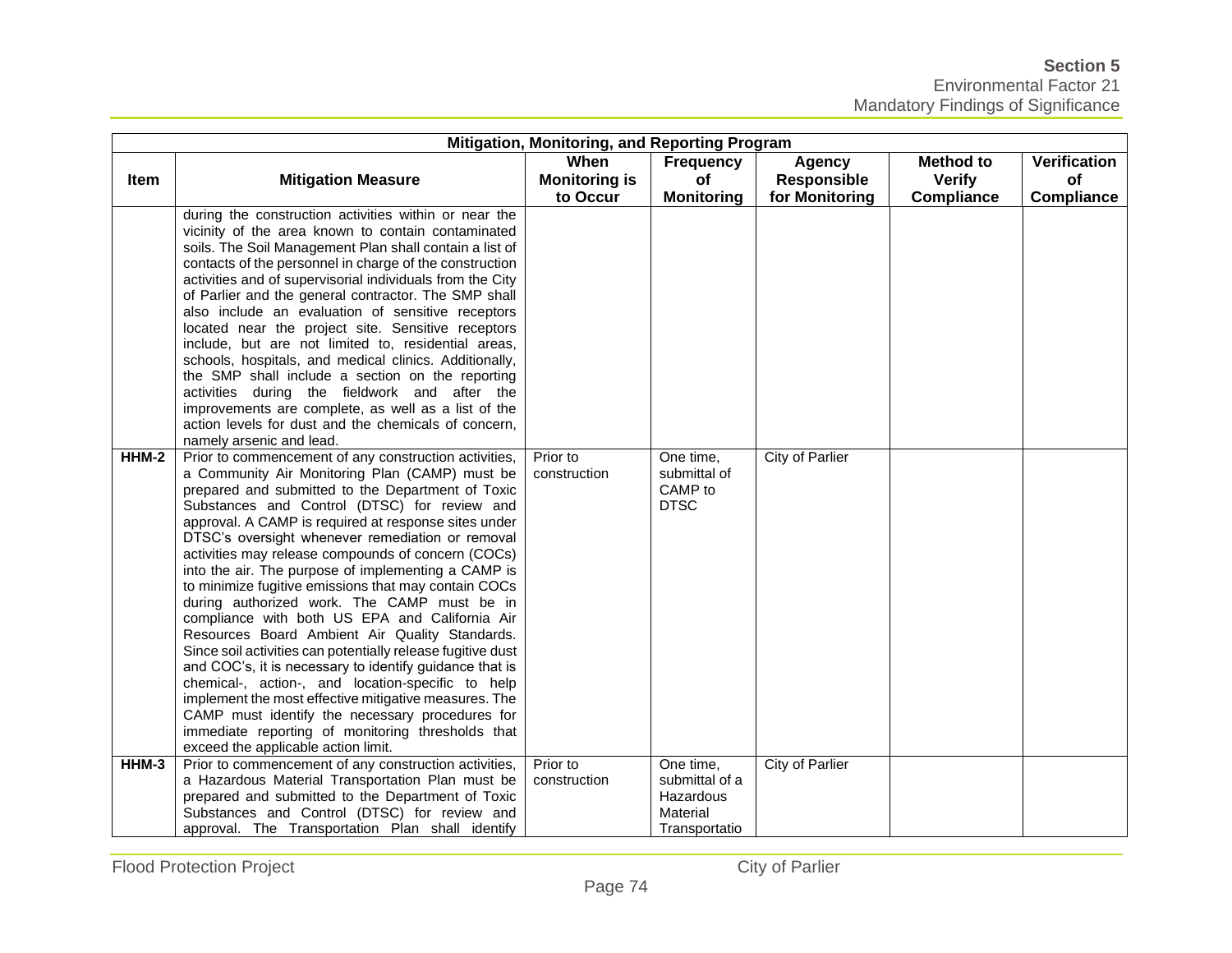| Mitigation, Monitoring, and Reporting Program | | | | | | |
|---|---|---|---|---|---|---|
| **Item** | **Mitigation Measure** | **When Monitoring is to Occur** | **Frequency of Monitoring** | **Agency Responsible for Monitoring** | **Method to Verify Compliance** | **Verification of Compliance** |
| | during the construction activities within or near the vicinity of the area known to contain contaminated soils. The Soil Management Plan shall contain a list of contacts of the personnel in charge of the construction activities and of supervisorial individuals from the City of Parlier and the general contractor. The SMP shall also include an evaluation of sensitive receptors located near the project site. Sensitive receptors include, but are not limited to, residential areas, schools, hospitals, and medical clinics. Additionally, the SMP shall include a section on the reporting activities during the fieldwork and after the improvements are complete, as well as a list of the action levels for dust and the chemicals of concern, namely arsenic and lead. | | | | | |
| **HHM-2** | Prior to commencement of any construction activities, a Community Air Monitoring Plan (CAMP) must be prepared and submitted to the Department of Toxic Substances and Control (DTSC) for review and approval. A CAMP is required at response sites under DTSC's oversight whenever remediation or removal activities may release compounds of concern (COCs) into the air. The purpose of implementing a CAMP is to minimize fugitive emissions that may contain COCs during authorized work. The CAMP must be in compliance with both US EPA and California Air Resources Board Ambient Air Quality Standards. Since soil activities can potentially release fugitive dust and COC's, it is necessary to identify guidance that is chemical-, action-, and location-specific to help implement the most effective mitigative measures. The CAMP must identify the necessary procedures for immediate reporting of monitoring thresholds that exceed the applicable action limit. | Prior to construction | One time, submittal of CAMP to DTSC | City of Parlier | | |
| **HHM-3** | Prior to commencement of any construction activities, a Hazardous Material Transportation Plan must be prepared and submitted to the Department of Toxic Substances and Control (DTSC) for review and approval. The Transportation Plan shall identify | Prior to construction | One time, submittal of a Hazardous Material Transportatio | City of Parlier | | |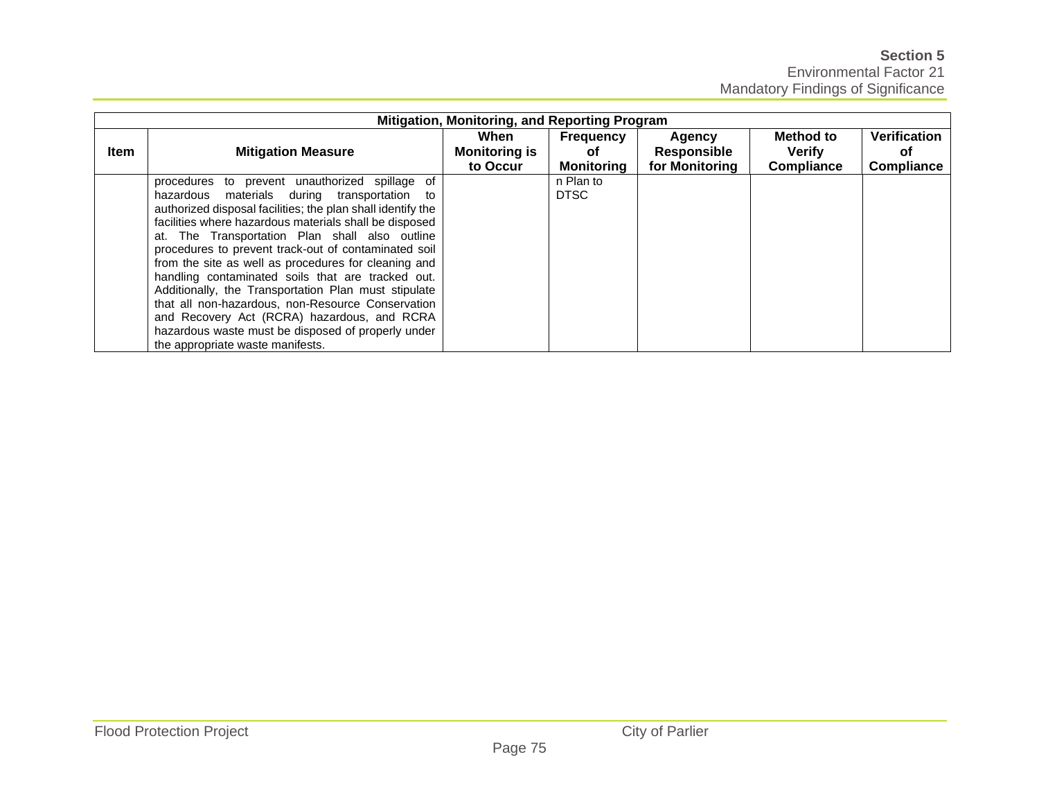| Mitigation, Monitoring, and Reporting Program | | | | | | |
|---|---|---|---|---|---|---|
| **Item** | **Mitigation Measure** | **When Monitoring is to Occur** | **Frequency of Monitoring** | **Agency Responsible for Monitoring** | **Method to Verify Compliance** | **Verification of Compliance** |
| | procedures to prevent unauthorized spillage of hazardous materials during transportation to authorized disposal facilities; the plan shall identify the facilities where hazardous materials shall be disposed at. The Transportation Plan shall also outline procedures to prevent track-out of contaminated soil from the site as well as procedures for cleaning and handling contaminated soils that are tracked out. Additionally, the Transportation Plan must stipulate that all non-hazardous, non-Resource Conservation and Recovery Act (RCRA) hazardous, and RCRA hazardous waste must be disposed of properly under the appropriate waste manifests. | | n Plan to DTSC | | | |